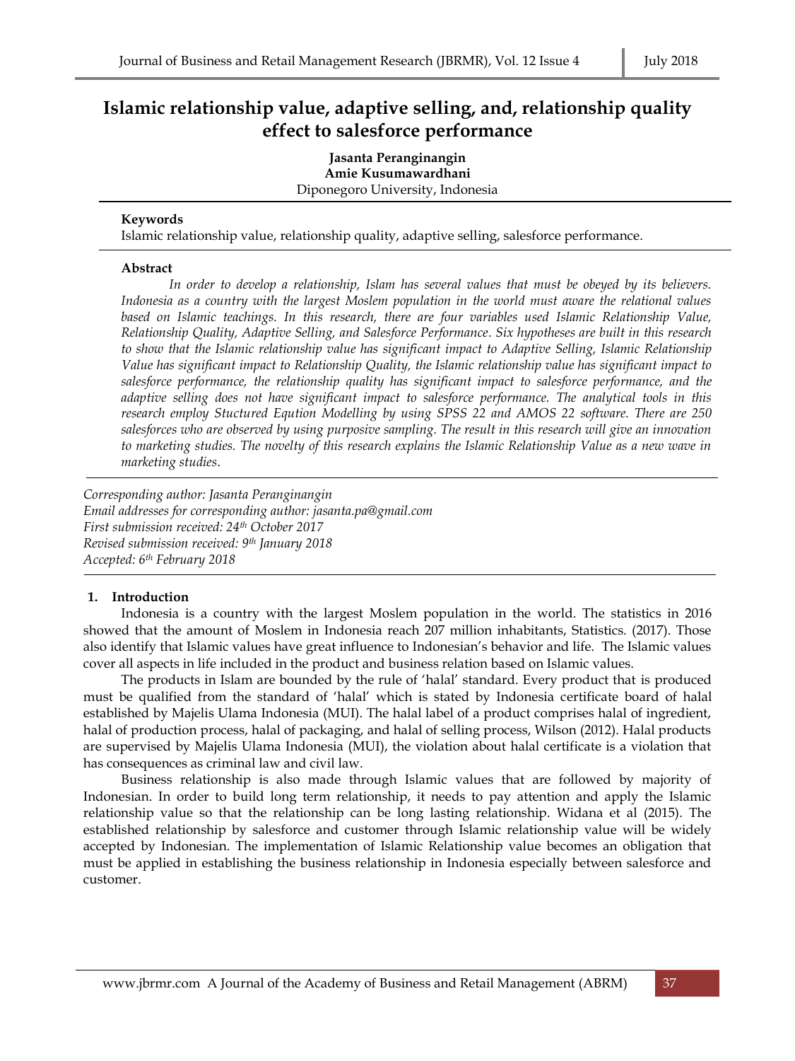# Islamic relationship value, adaptive selling, and, relationship quality effect to salesforce performance

**Jasanta Peranginangin**
**Amie Kusumawardhani**
Diponegoro University, Indonesia

### Keywords

Islamic relationship value, relationship quality, adaptive selling, salesforce performance.

### Abstract

*In order to develop a relationship, Islam has several values that must be obeyed by its believers. Indonesia as a country with the largest Moslem population in the world must aware the relational values based on Islamic teachings. In this research, there are four variables used Islamic Relationship Value, Relationship Quality, Adaptive Selling, and Salesforce Performance. Six hypotheses are built in this research to show that the Islamic relationship value has significant impact to Adaptive Selling, Islamic Relationship Value has significant impact to Relationship Quality, the Islamic relationship value has significant impact to salesforce performance, the relationship quality has significant impact to salesforce performance, and the adaptive selling does not have significant impact to salesforce performance. The analytical tools in this research employ Stuctured Eqution Modelling by using SPSS 22 and AMOS 22 software. There are 250 salesforces who are observed by using purposive sampling. The result in this research will give an innovation to marketing studies. The novelty of this research explains the Islamic Relationship Value as a new wave in marketing studies.*

*Corresponding author: Jasanta Peranginangin*
*Email addresses for corresponding author: jasanta.pa@gmail.com*
*First submission received: 24th October 2017*
*Revised submission received: 9th January 2018*
*Accepted: 6th February 2018*

## 1. Introduction

Indonesia is a country with the largest Moslem population in the world. The statistics in 2016 showed that the amount of Moslem in Indonesia reach 207 million inhabitants, Statistics. (2017). Those also identify that Islamic values have great influence to Indonesian's behavior and life. The Islamic values cover all aspects in life included in the product and business relation based on Islamic values.

The products in Islam are bounded by the rule of 'halal' standard. Every product that is produced must be qualified from the standard of 'halal' which is stated by Indonesia certificate board of halal established by Majelis Ulama Indonesia (MUI). The halal label of a product comprises halal of ingredient, halal of production process, halal of packaging, and halal of selling process, Wilson (2012). Halal products are supervised by Majelis Ulama Indonesia (MUI), the violation about halal certificate is a violation that has consequences as criminal law and civil law.

Business relationship is also made through Islamic values that are followed by majority of Indonesian. In order to build long term relationship, it needs to pay attention and apply the Islamic relationship value so that the relationship can be long lasting relationship. Widana et al (2015). The established relationship by salesforce and customer through Islamic relationship value will be widely accepted by Indonesian. The implementation of Islamic Relationship value becomes an obligation that must be applied in establishing the business relationship in Indonesia especially between salesforce and customer.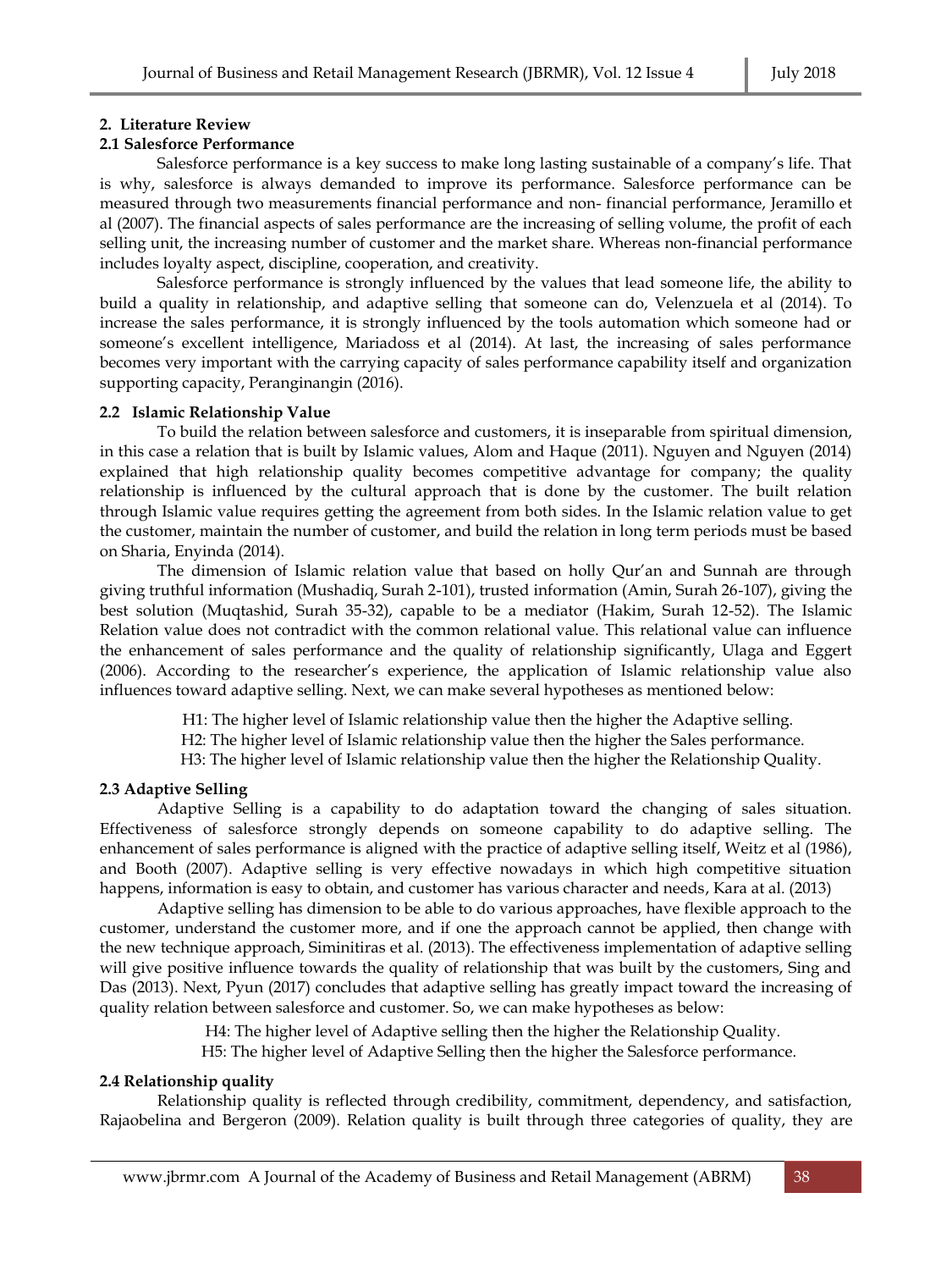## 2. Literature Review

### 2.1 Salesforce Performance

Salesforce performance is a key success to make long lasting sustainable of a company's life. That is why, salesforce is always demanded to improve its performance. Salesforce performance can be measured through two measurements financial performance and non- financial performance, Jeramillo et al (2007). The financial aspects of sales performance are the increasing of selling volume, the profit of each selling unit, the increasing number of customer and the market share. Whereas non-financial performance includes loyalty aspect, discipline, cooperation, and creativity.

Salesforce performance is strongly influenced by the values that lead someone life, the ability to build a quality in relationship, and adaptive selling that someone can do, Velenzuela et al (2014). To increase the sales performance, it is strongly influenced by the tools automation which someone had or someone's excellent intelligence, Mariadoss et al (2014). At last, the increasing of sales performance becomes very important with the carrying capacity of sales performance capability itself and organization supporting capacity, Peranginangin (2016).

### 2.2 Islamic Relationship Value

To build the relation between salesforce and customers, it is inseparable from spiritual dimension, in this case a relation that is built by Islamic values, Alom and Haque (2011). Nguyen and Nguyen (2014) explained that high relationship quality becomes competitive advantage for company; the quality relationship is influenced by the cultural approach that is done by the customer. The built relation through Islamic value requires getting the agreement from both sides. In the Islamic relation value to get the customer, maintain the number of customer, and build the relation in long term periods must be based on Sharia, Enyinda (2014).

The dimension of Islamic relation value that based on holly Qur'an and Sunnah are through giving truthful information (Mushadiq, Surah 2-101), trusted information (Amin, Surah 26-107), giving the best solution (Muqtashid, Surah 35-32), capable to be a mediator (Hakim, Surah 12-52). The Islamic Relation value does not contradict with the common relational value. This relational value can influence the enhancement of sales performance and the quality of relationship significantly, Ulaga and Eggert (2006). According to the researcher's experience, the application of Islamic relationship value also influences toward adaptive selling. Next, we can make several hypotheses as mentioned below:

H1: The higher level of Islamic relationship value then the higher the Adaptive selling.
H2: The higher level of Islamic relationship value then the higher the Sales performance.
H3: The higher level of Islamic relationship value then the higher the Relationship Quality.

### 2.3 Adaptive Selling

Adaptive Selling is a capability to do adaptation toward the changing of sales situation. Effectiveness of salesforce strongly depends on someone capability to do adaptive selling. The enhancement of sales performance is aligned with the practice of adaptive selling itself, Weitz et al (1986), and Booth (2007). Adaptive selling is very effective nowadays in which high competitive situation happens, information is easy to obtain, and customer has various character and needs, Kara at al. (2013)

Adaptive selling has dimension to be able to do various approaches, have flexible approach to the customer, understand the customer more, and if one the approach cannot be applied, then change with the new technique approach, Siminitiras et al. (2013). The effectiveness implementation of adaptive selling will give positive influence towards the quality of relationship that was built by the customers, Sing and Das (2013). Next, Pyun (2017) concludes that adaptive selling has greatly impact toward the increasing of quality relation between salesforce and customer. So, we can make hypotheses as below:

H4: The higher level of Adaptive selling then the higher the Relationship Quality.
H5: The higher level of Adaptive Selling then the higher the Salesforce performance.

### 2.4 Relationship quality

Relationship quality is reflected through credibility, commitment, dependency, and satisfaction, Rajaobelina and Bergeron (2009). Relation quality is built through three categories of quality, they are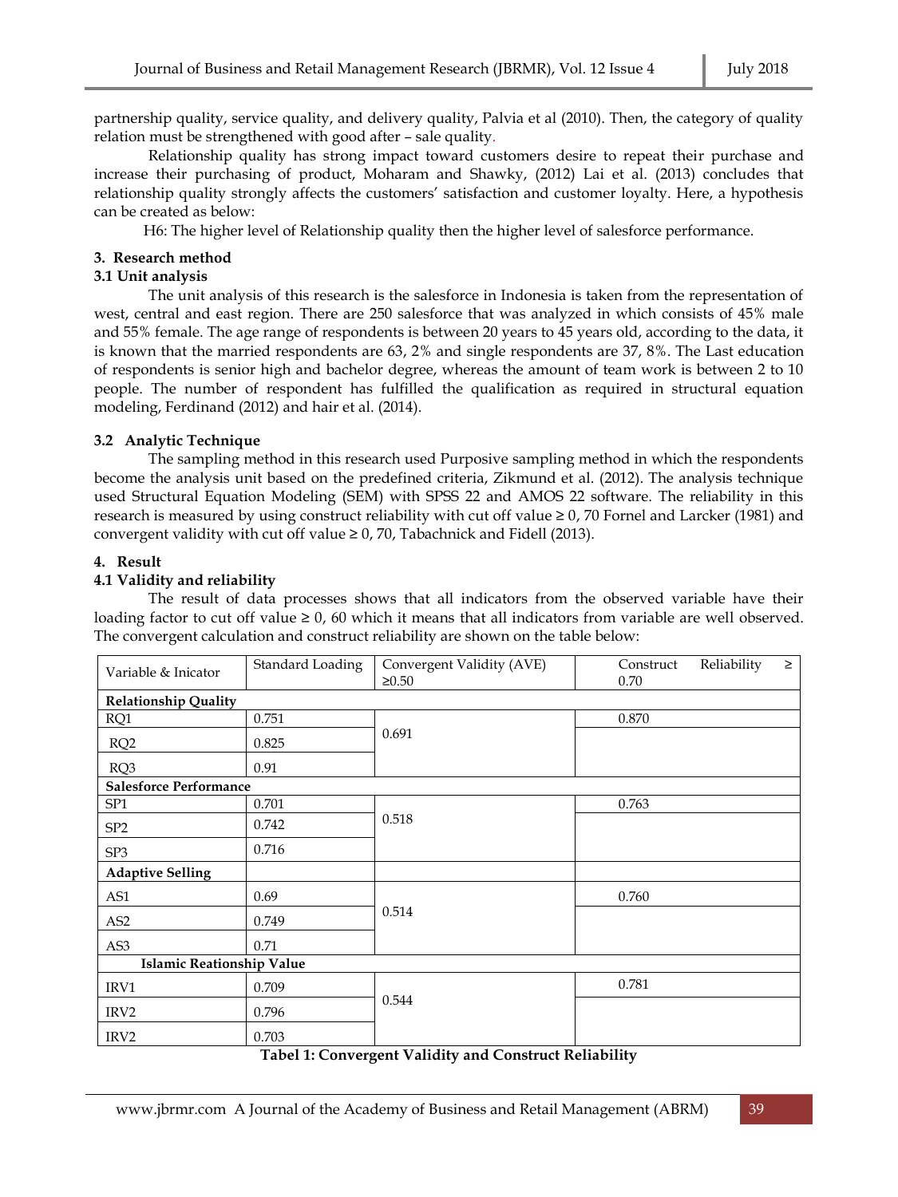partnership quality, service quality, and delivery quality, Palvia et al (2010). Then, the category of quality relation must be strengthened with good after – sale quality.

Relationship quality has strong impact toward customers desire to repeat their purchase and increase their purchasing of product, Moharam and Shawky, (2012) Lai et al. (2013) concludes that relationship quality strongly affects the customers' satisfaction and customer loyalty. Here, a hypothesis can be created as below:

H6: The higher level of Relationship quality then the higher level of salesforce performance.

## 3. Research method

### 3.1 Unit analysis

The unit analysis of this research is the salesforce in Indonesia is taken from the representation of west, central and east region. There are 250 salesforce that was analyzed in which consists of 45% male and 55% female. The age range of respondents is between 20 years to 45 years old, according to the data, it is known that the married respondents are 63, 2% and single respondents are 37, 8%. The Last education of respondents is senior high and bachelor degree, whereas the amount of team work is between 2 to 10 people. The number of respondent has fulfilled the qualification as required in structural equation modeling, Ferdinand (2012) and hair et al. (2014).

### 3.2 Analytic Technique

The sampling method in this research used Purposive sampling method in which the respondents become the analysis unit based on the predefined criteria, Zikmund et al. (2012). The analysis technique used Structural Equation Modeling (SEM) with SPSS 22 and AMOS 22 software. The reliability in this research is measured by using construct reliability with cut off value ≥ 0, 70 Fornel and Larcker (1981) and convergent validity with cut off value ≥ 0, 70, Tabachnick and Fidell (2013).

## 4. Result

### 4.1 Validity and reliability

The result of data processes shows that all indicators from the observed variable have their loading factor to cut off value ≥ 0, 60 which it means that all indicators from variable are well observed. The convergent calculation and construct reliability are shown on the table below:

| Variable & Inicator | Standard Loading | Convergent Validity (AVE) ≥0.50 | Construct Reliability ≥ 0.70 |
|---|---|---|---|
| **Relationship Quality** | | | |
| RQ1 | 0.751 | 0.691 | 0.870 |
| RQ2 | 0.825 | | |
| RQ3 | 0.91 | | |
| **Salesforce Performance** | | | |
| SP1 | 0.701 | 0.518 | 0.763 |
| SP2 | 0.742 | | |
| SP3 | 0.716 | | |
| **Adaptive Selling** | | | |
| AS1 | 0.69 | 0.514 | 0.760 |
| AS2 | 0.749 | | |
| AS3 | 0.71 | | |
| **Islamic Reationship Value** | | | |
| IRV1 | 0.709 | 0.544 | 0.781 |
| IRV2 | 0.796 | | |
| IRV2 | 0.703 | | |

**Tabel 1: Convergent Validity and Construct Reliability**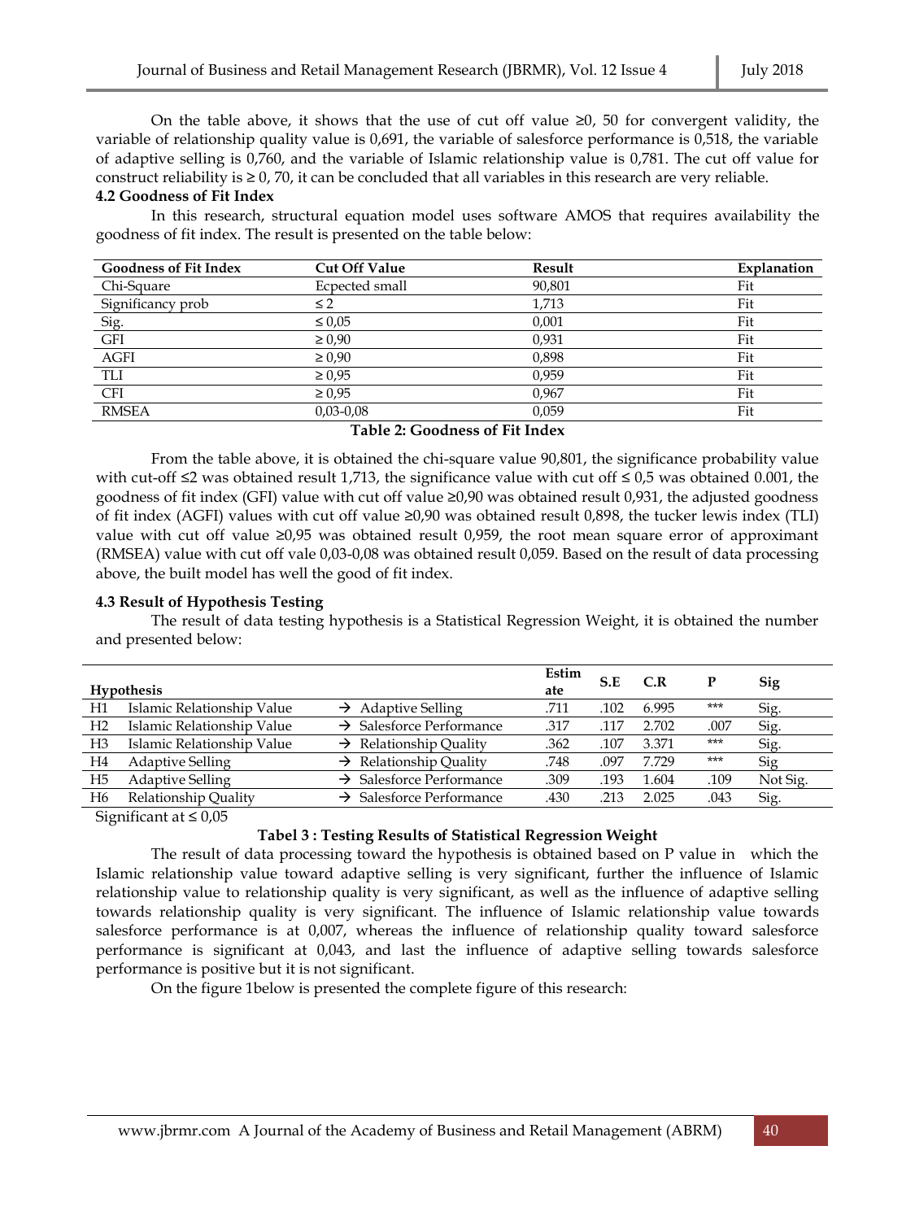On the table above, it shows that the use of cut off value ≥0, 50 for convergent validity, the variable of relationship quality value is 0,691, the variable of salesforce performance is 0,518, the variable of adaptive selling is 0,760, and the variable of Islamic relationship value is 0,781. The cut off value for construct reliability is ≥ 0, 70, it can be concluded that all variables in this research are very reliable.

### 4.2 Goodness of Fit Index

In this research, structural equation model uses software AMOS that requires availability the goodness of fit index. The result is presented on the table below:

| Goodness of Fit Index | Cut Off Value | Result | Explanation |
|---|---|---|---|
| Chi-Square | Ecpected small | 90,801 | Fit |
| Significancy prob | ≤ 2 | 1,713 | Fit |
| Sig. | ≤ 0,05 | 0,001 | Fit |
| GFI | ≥ 0,90 | 0,931 | Fit |
| AGFI | ≥ 0,90 | 0,898 | Fit |
| TLI | ≥ 0,95 | 0,959 | Fit |
| CFI | ≥ 0,95 | 0,967 | Fit |
| RMSEA | 0,03-0,08 | 0,059 | Fit |

**Table 2: Goodness of Fit Index**

From the table above, it is obtained the chi-square value 90,801, the significance probability value with cut-off ≤2 was obtained result 1,713, the significance value with cut off ≤ 0,5 was obtained 0.001, the goodness of fit index (GFI) value with cut off value ≥0,90 was obtained result 0,931, the adjusted goodness of fit index (AGFI) values with cut off value ≥0,90 was obtained result 0,898, the tucker lewis index (TLI) value with cut off value ≥0,95 was obtained result 0,959, the root mean square error of approximant (RMSEA) value with cut off vale 0,03-0,08 was obtained result 0,059. Based on the result of data processing above, the built model has well the good of fit index.

### 4.3 Result of Hypothesis Testing

The result of data testing hypothesis is a Statistical Regression Weight, it is obtained the number and presented below:

| Hypothesis | | | Estimate | S.E | C.R | P | Sig |
|---|---|---|---|---|---|---|---|
| H1 | Islamic Relationship Value | → Adaptive Selling | .711 | .102 | 6.995 | *** | Sig. |
| H2 | Islamic Relationship Value | → Salesforce Performance | .317 | .117 | 2.702 | .007 | Sig. |
| H3 | Islamic Relationship Value | → Relationship Quality | .362 | .107 | 3.371 | *** | Sig. |
| H4 | Adaptive Selling | → Relationship Quality | .748 | .097 | 7.729 | *** | Sig |
| H5 | Adaptive Selling | → Salesforce Performance | .309 | .193 | 1.604 | .109 | Not Sig. |
| H6 | Relationship Quality | → Salesforce Performance | .430 | .213 | 2.025 | .043 | Sig. |

Significant at ≤ 0,05

**Tabel 3 : Testing Results of Statistical Regression Weight**

The result of data processing toward the hypothesis is obtained based on P value in which the Islamic relationship value toward adaptive selling is very significant, further the influence of Islamic relationship value to relationship quality is very significant, as well as the influence of adaptive selling towards relationship quality is very significant. The influence of Islamic relationship value towards salesforce performance is at 0,007, whereas the influence of relationship quality toward salesforce performance is significant at 0,043, and last the influence of adaptive selling towards salesforce performance is positive but it is not significant.

On the figure 1below is presented the complete figure of this research: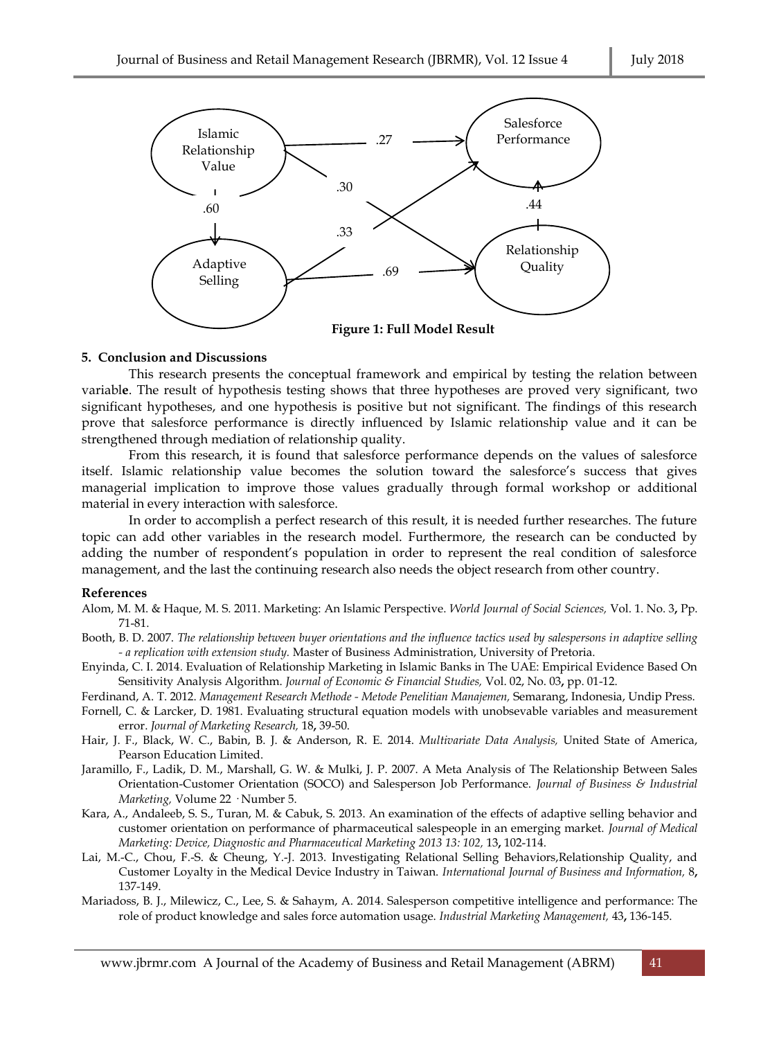Figure 1: Full Model Result

## 5. Conclusion and Discussions

This research presents the conceptual framework and empirical by testing the relation between variabl**e**. The result of hypothesis testing shows that three hypotheses are proved very significant, two significant hypotheses, and one hypothesis is positive but not significant. The findings of this research prove that salesforce performance is directly influenced by Islamic relationship value and it can be strengthened through mediation of relationship quality.

From this research, it is found that salesforce performance depends on the values of salesforce itself. Islamic relationship value becomes the solution toward the salesforce's success that gives managerial implication to improve those values gradually through formal workshop or additional material in every interaction with salesforce.

In order to accomplish a perfect research of this result, it is needed further researches. The future topic can add other variables in the research model. Furthermore, the research can be conducted by adding the number of respondent's population in order to represent the real condition of salesforce management, and the last the continuing research also needs the object research from other country.

## References

Alom, M. M. & Haque, M. S. 2011. Marketing: An Islamic Perspective. *World Journal of Social Sciences,* Vol. 1. No. 3**,** Pp. 71-81.

Booth, B. D. 2007. *The relationship between buyer orientations and the influence tactics used by salespersons in adaptive selling - a replication with extension study.* Master of Business Administration, University of Pretoria.

Enyinda, C. I. 2014. Evaluation of Relationship Marketing in Islamic Banks in The UAE: Empirical Evidence Based On Sensitivity Analysis Algorithm. *Journal of Economic & Financial Studies,* Vol. 02, No. 03**,** pp. 01-12.

Ferdinand, A. T. 2012. *Management Research Methode - Metode Penelitian Manajemen,* Semarang, Indonesia, Undip Press.

Fornell, C. & Larcker, D. 1981. Evaluating structural equation models with unobsevable variables and measurement error. *Journal of Marketing Research,* 18**,** 39-50.

Hair, J. F., Black, W. C., Babin, B. J. & Anderson, R. E. 2014. *Multivariate Data Analysis,* United State of America, Pearson Education Limited.

Jaramillo, F., Ladik, D. M., Marshall, G. W. & Mulki, J. P. 2007. A Meta Analysis of The Relationship Between Sales Orientation-Customer Orientation (SOCO) and Salesperson Job Performance. *Journal of Business & Industrial Marketing,* Volume 22 · Number 5.

Kara, A., Andaleeb, S. S., Turan, M. & Cabuk, S. 2013. An examination of the effects of adaptive selling behavior and customer orientation on performance of pharmaceutical salespeople in an emerging market. *Journal of Medical Marketing: Device, Diagnostic and Pharmaceutical Marketing 2013 13: 102,* 13**,** 102-114.

Lai, M.-C., Chou, F.-S. & Cheung, Y.-J. 2013. Investigating Relational Selling Behaviors,Relationship Quality, and Customer Loyalty in the Medical Device Industry in Taiwan. *International Journal of Business and Information,* 8**,** 137-149.

Mariadoss, B. J., Milewicz, C., Lee, S. & Sahaym, A. 2014. Salesperson competitive intelligence and performance: The role of product knowledge and sales force automation usage. *Industrial Marketing Management,* 43**,** 136-145.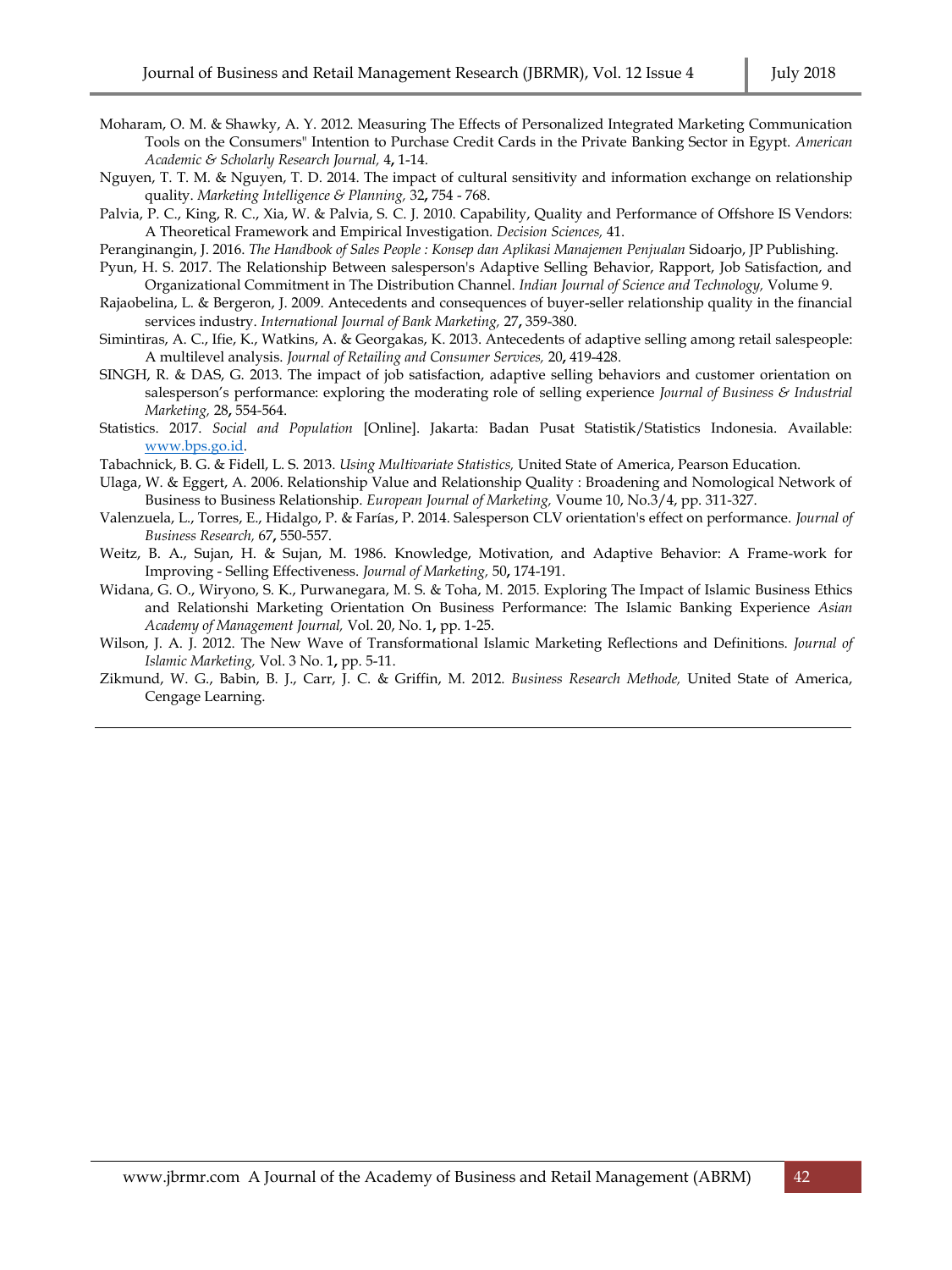Moharam, O. M. & Shawky, A. Y. 2012. Measuring The Effects of Personalized Integrated Marketing Communication Tools on the Consumers" Intention to Purchase Credit Cards in the Private Banking Sector in Egypt. *American Academic & Scholarly Research Journal,* 4**,** 1-14.

Nguyen, T. T. M. & Nguyen, T. D. 2014. The impact of cultural sensitivity and information exchange on relationship quality. *Marketing Intelligence & Planning,* 32**,** 754 - 768.

Palvia, P. C., King, R. C., Xia, W. & Palvia, S. C. J. 2010. Capability, Quality and Performance of Offshore IS Vendors: A Theoretical Framework and Empirical Investigation. *Decision Sciences,* 41.

Peranginangin, J. 2016. *The Handbook of Sales People : Konsep dan Aplikasi Manajemen Penjualan* Sidoarjo, JP Publishing.

Pyun, H. S. 2017. The Relationship Between salesperson's Adaptive Selling Behavior, Rapport, Job Satisfaction, and Organizational Commitment in The Distribution Channel. *Indian Journal of Science and Technology,* Volume 9.

Rajaobelina, L. & Bergeron, J. 2009. Antecedents and consequences of buyer-seller relationship quality in the financial services industry. *International Journal of Bank Marketing,* 27**,** 359-380.

Simintiras, A. C., Ifie, K., Watkins, A. & Georgakas, K. 2013. Antecedents of adaptive selling among retail salespeople: A multilevel analysis. *Journal of Retailing and Consumer Services,* 20**,** 419-428.

SINGH, R. & DAS, G. 2013. The impact of job satisfaction, adaptive selling behaviors and customer orientation on salesperson's performance: exploring the moderating role of selling experience *Journal of Business & Industrial Marketing,* 28**,** 554-564.

Statistics. 2017. *Social and Population* [Online]. Jakarta: Badan Pusat Statistik/Statistics Indonesia. Available: www.bps.go.id.

Tabachnick, B. G. & Fidell, L. S. 2013. *Using Multivariate Statistics,* United State of America, Pearson Education.

Ulaga, W. & Eggert, A. 2006. Relationship Value and Relationship Quality : Broadening and Nomological Network of Business to Business Relationship. *European Journal of Marketing,* Voume 10, No.3/4, pp. 311-327.

Valenzuela, L., Torres, E., Hidalgo, P. & Farías, P. 2014. Salesperson CLV orientation's effect on performance. *Journal of Business Research,* 67**,** 550-557.

Weitz, B. A., Sujan, H. & Sujan, M. 1986. Knowledge, Motivation, and Adaptive Behavior: A Frame-work for Improving - Selling Effectiveness. *Journal of Marketing,* 50**,** 174-191.

Widana, G. O., Wiryono, S. K., Purwanegara, M. S. & Toha, M. 2015. Exploring The Impact of Islamic Business Ethics and Relationshi Marketing Orientation On Business Performance: The Islamic Banking Experience *Asian Academy of Management Journal,* Vol. 20, No. 1**,** pp. 1-25.

Wilson, J. A. J. 2012. The New Wave of Transformational Islamic Marketing Reflections and Definitions. *Journal of Islamic Marketing,* Vol. 3 No. 1**,** pp. 5-11.

Zikmund, W. G., Babin, B. J., Carr, J. C. & Griffin, M. 2012. *Business Research Methode,* United State of America, Cengage Learning.